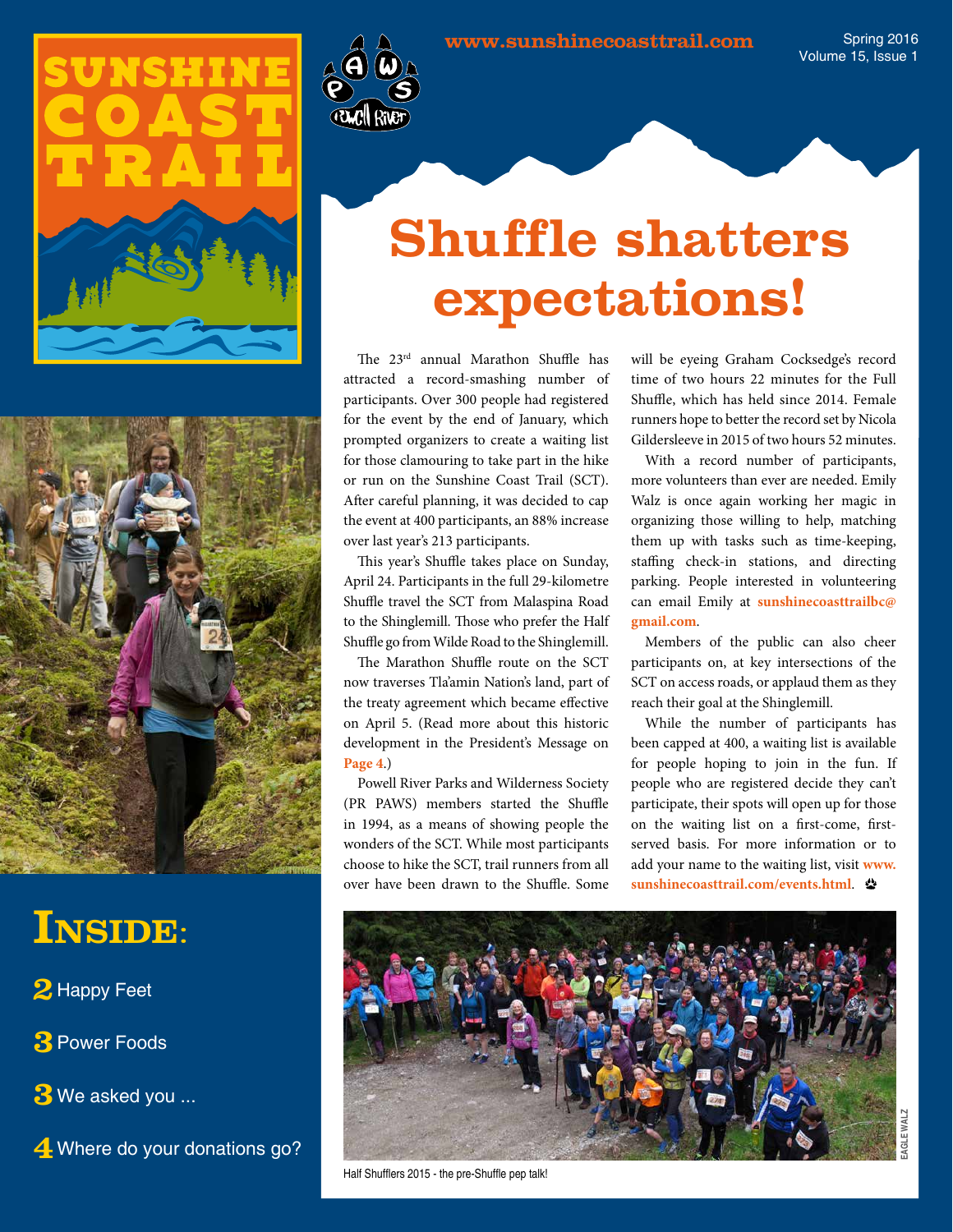# SUNSHINE COAST TRAIL

www.sunshinecoasttrail.com

Spring 2016
Volume 15, Issue 1

# Shuffle shatters expectations!

The 23rd annual Marathon Shuffle has attracted a record-smashing number of participants. Over 300 people had registered for the event by the end of January, which prompted organizers to create a waiting list for those clamouring to take part in the hike or run on the Sunshine Coast Trail (SCT). After careful planning, it was decided to cap the event at 400 participants, an 88% increase over last year's 213 participants.

This year's Shuffle takes place on Sunday, April 24. Participants in the full 29-kilometre Shuffle travel the SCT from Malaspina Road to the Shinglemill. Those who prefer the Half Shuffle go from Wilde Road to the Shinglemill.

The Marathon Shuffle route on the SCT now traverses Tla'amin Nation's land, part of the treaty agreement which became effective on April 5. (Read more about this historic development in the President's Message on **Page 4**.)

Powell River Parks and Wilderness Society (PR PAWS) members started the Shuffle in 1994, as a means of showing people the wonders of the SCT. While most participants choose to hike the SCT, trail runners from all over have been drawn to the Shuffle. Some will be eyeing Graham Cocksedge's record time of two hours 22 minutes for the Full Shuffle, which has held since 2014. Female runners hope to better the record set by Nicola Gildersleeve in 2015 of two hours 52 minutes.

With a record number of participants, more volunteers than ever are needed. Emily Walz is once again working her magic in organizing those willing to help, matching them up with tasks such as time-keeping, staffing check-in stations, and directing parking. People interested in volunteering can email Emily at **sunshinecoasttrailbc@gmail.com**.

Members of the public can also cheer participants on, at key intersections of the SCT on access roads, or applaud them as they reach their goal at the Shinglemill.

While the number of participants has been capped at 400, a waiting list is available for people hoping to join in the fun. If people who are registered decide they can't participate, their spots will open up for those on the waiting list on a first-come, first-served basis. For more information or to add your name to the waiting list, visit **www.sunshinecoasttrail.com/events.html**.

EAGLE WALZ

Half Shufflers 2015 - the pre-Shuffle pep talk!

## INSIDE:

- **2** Happy Feet
- **3** Power Foods
- **3** We asked you ...
- **4** Where do your donations go?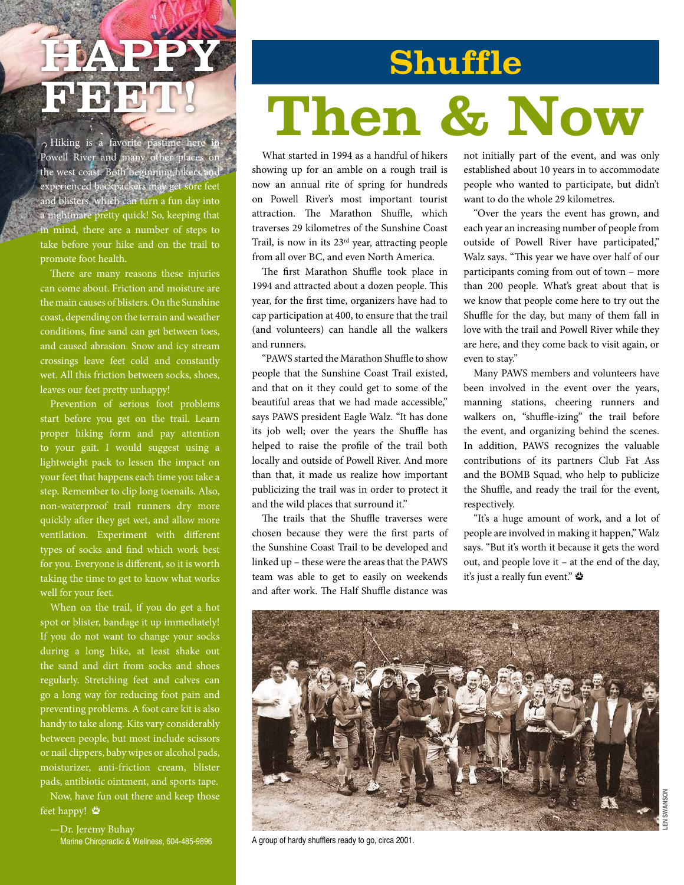# HAPPY FEET!

Hiking is a favorite pastime here in Powell River and many other places on the west coast. Both beginning hikers and experienced backpackers may get sore feet and blisters, which can turn a fun day into a nightmare pretty quick! So, keeping that in mind, there are a number of steps to take before your hike and on the trail to promote foot health.

There are many reasons these injuries can come about. Friction and moisture are the main causes of blisters. On the Sunshine coast, depending on the terrain and weather conditions, fine sand can get between toes, and caused abrasion. Snow and icy stream crossings leave feet cold and constantly wet. All this friction between socks, shoes, leaves our feet pretty unhappy!

Prevention of serious foot problems start before you get on the trail. Learn proper hiking form and pay attention to your gait. I would suggest using a lightweight pack to lessen the impact on your feet that happens each time you take a step. Remember to clip long toenails. Also, non-waterproof trail runners dry more quickly after they get wet, and allow more ventilation. Experiment with different types of socks and find which work best for you. Everyone is different, so it is worth taking the time to get to know what works well for your feet.

When on the trail, if you do get a hot spot or blister, bandage it up immediately! If you do not want to change your socks during a long hike, at least shake out the sand and dirt from socks and shoes regularly. Stretching feet and calves can go a long way for reducing foot pain and preventing problems. A foot care kit is also handy to take along. Kits vary considerably between people, but most include scissors or nail clippers, baby wipes or alcohol pads, moisturizer, anti-friction cream, blister pads, antibiotic ointment, and sports tape.

Now, have fun out there and keep those feet happy!

—Dr. Jeremy Buhay
Marine Chiropractic & Wellness, 604-485-9896

# Shuffle Then & Now

What started in 1994 as a handful of hikers showing up for an amble on a rough trail is now an annual rite of spring for hundreds on Powell River's most important tourist attraction. The Marathon Shuffle, which traverses 29 kilometres of the Sunshine Coast Trail, is now in its 23rd year, attracting people from all over BC, and even North America.

The first Marathon Shuffle took place in 1994 and attracted about a dozen people. This year, for the first time, organizers have had to cap participation at 400, to ensure that the trail (and volunteers) can handle all the walkers and runners.

"PAWS started the Marathon Shuffle to show people that the Sunshine Coast Trail existed, and that on it they could get to some of the beautiful areas that we had made accessible," says PAWS president Eagle Walz. "It has done its job well; over the years the Shuffle has helped to raise the profile of the trail both locally and outside of Powell River. And more than that, it made us realize how important publicizing the trail was in order to protect it and the wild places that surround it."

The trails that the Shuffle traverses were chosen because they were the first parts of the Sunshine Coast Trail to be developed and linked up – these were the areas that the PAWS team was able to get to easily on weekends and after work. The Half Shuffle distance was not initially part of the event, and was only established about 10 years in to accommodate people who wanted to participate, but didn't want to do the whole 29 kilometres.

"Over the years the event has grown, and each year an increasing number of people from outside of Powell River have participated," Walz says. "This year we have over half of our participants coming from out of town – more than 200 people. What's great about that is we know that people come here to try out the Shuffle for the day, but many of them fall in love with the trail and Powell River while they are here, and they come back to visit again, or even to stay."

Many PAWS members and volunteers have been involved in the event over the years, manning stations, cheering runners and walkers on, "shuffle-izing" the trail before the event, and organizing behind the scenes. In addition, PAWS recognizes the valuable contributions of its partners Club Fat Ass and the BOMB Squad, who help to publicize the Shuffle, and ready the trail for the event, respectively.

"It's a huge amount of work, and a lot of people are involved in making it happen," Walz says. "But it's worth it because it gets the word out, and people love it – at the end of the day, it's just a really fun event."

LEN SWANSON

A group of hardy shufflers ready to go, circa 2001.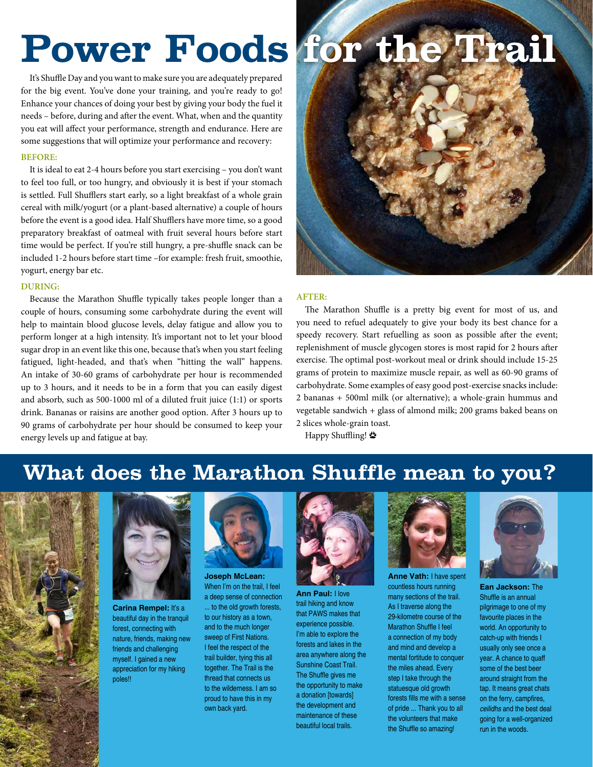# Power Foods for the Trail

It's Shuffle Day and you want to make sure you are adequately prepared for the big event. You've done your training, and you're ready to go! Enhance your chances of doing your best by giving your body the fuel it needs – before, during and after the event. What, when and the quantity you eat will affect your performance, strength and endurance. Here are some suggestions that will optimize your performance and recovery:

**BEFORE:**

It is ideal to eat 2-4 hours before you start exercising – you don't want to feel too full, or too hungry, and obviously it is best if your stomach is settled. Full Shufflers start early, so a light breakfast of a whole grain cereal with milk/yogurt (or a plant-based alternative) a couple of hours before the event is a good idea. Half Shufflers have more time, so a good preparatory breakfast of oatmeal with fruit several hours before start time would be perfect. If you're still hungry, a pre-shuffle snack can be included 1-2 hours before start time –for example: fresh fruit, smoothie, yogurt, energy bar etc.

**DURING:**

Because the Marathon Shuffle typically takes people longer than a couple of hours, consuming some carbohydrate during the event will help to maintain blood glucose levels, delay fatigue and allow you to perform longer at a high intensity. It's important not to let your blood sugar drop in an event like this one, because that's when you start feeling fatigued, light-headed, and that's when "hitting the wall" happens. An intake of 30-60 grams of carbohydrate per hour is recommended up to 3 hours, and it needs to be in a form that you can easily digest and absorb, such as 500-1000 ml of a diluted fruit juice (1:1) or sports drink. Bananas or raisins are another good option. After 3 hours up to 90 grams of carbohydrate per hour should be consumed to keep your energy levels up and fatigue at bay.

**AFTER:**

The Marathon Shuffle is a pretty big event for most of us, and you need to refuel adequately to give your body its best chance for a speedy recovery. Start refuelling as soon as possible after the event; replenishment of muscle glycogen stores is most rapid for 2 hours after exercise. The optimal post-workout meal or drink should include 15-25 grams of protein to maximize muscle repair, as well as 60-90 grams of carbohydrate. Some examples of easy good post-exercise snacks include: 2 bananas + 500ml milk (or alternative); a whole-grain hummus and vegetable sandwich + glass of almond milk; 200 grams baked beans on 2 slices whole-grain toast.

Happy Shuffling!

## What does the Marathon Shuffle mean to you?

**Carina Rempel:** It's a beautiful day in the tranquil forest, connecting with nature, friends, making new friends and challenging myself. I gained a new appreciation for my hiking poles!!

**Joseph McLean:** When I'm on the trail, I feel a deep sense of connection ... to the old growth forests, to our history as a town, and to the much longer sweep of First Nations. I feel the respect of the trail builder, tying this all together. The Trail is the thread that connects us to the wilderness. I am so proud to have this in my own back yard.

**Ann Paul:** I love trail hiking and know that PAWS makes that experience possible. I'm able to explore the forests and lakes in the area anywhere along the Sunshine Coast Trail. The Shuffle gives me the opportunity to make a donation [towards] the development and maintenance of these beautiful local trails.

**Anne Vath:** I have spent countless hours running many sections of the trail. As I traverse along the 29-kilometre course of the Marathon Shuffle I feel a connection of my body and mind and develop a mental fortitude to conquer the miles ahead. Every step I take through the statuesque old growth forests fills me with a sense of pride ... Thank you to all the volunteers that make the Shuffle so amazing!

**Ean Jackson:** The Shuffle is an annual pilgrimage to one of my favourite places in the world. An opportunity to catch-up with friends I usually only see once a year. A chance to quaff some of the best beer around straight from the tap. It means great chats on the ferry, campfires, *ceilidhs* and the best deal going for a well-organized run in the woods.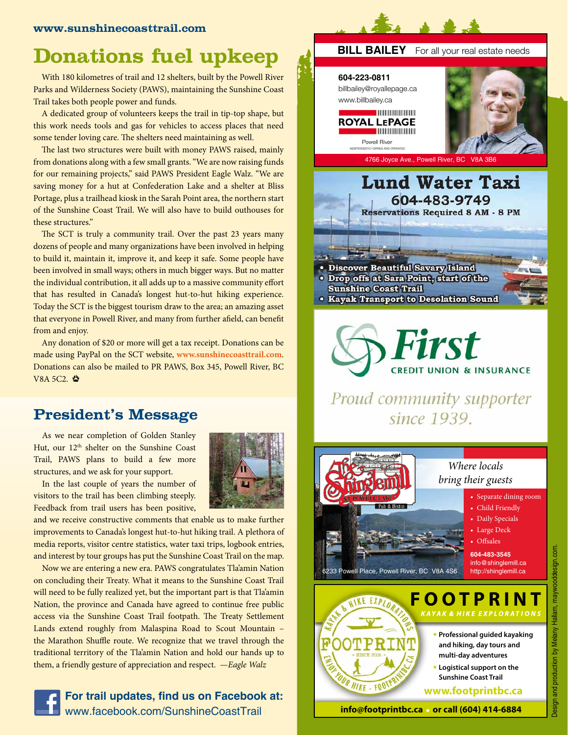www.sunshinecoasttrail.com

# Donations fuel upkeep

With 180 kilometres of trail and 12 shelters, built by the Powell River Parks and Wilderness Society (PAWS), maintaining the Sunshine Coast Trail takes both people power and funds.

A dedicated group of volunteers keeps the trail in tip-top shape, but this work needs tools and gas for vehicles to access places that need some tender loving care. The shelters need maintaining as well.

The last two structures were built with money PAWS raised, mainly from donations along with a few small grants. "We are now raising funds for our remaining projects," said PAWS President Eagle Walz. "We are saving money for a hut at Confederation Lake and a shelter at Bliss Portage, plus a trailhead kiosk in the Sarah Point area, the northern start of the Sunshine Coast Trail. We will also have to build outhouses for these structures."

The SCT is truly a community trail. Over the past 23 years many dozens of people and many organizations have been involved in helping to build it, maintain it, improve it, and keep it safe. Some people have been involved in small ways; others in much bigger ways. But no matter the individual contribution, it all adds up to a massive community effort that has resulted in Canada's longest hut-to-hut hiking experience. Today the SCT is the biggest tourism draw to the area; an amazing asset that everyone in Powell River, and many from further afield, can benefit from and enjoy.

Any donation of $20 or more will get a tax receipt. Donations can be made using PayPal on the SCT website, www.sunshinecoasttrail.com. Donations can also be mailed to PR PAWS, Box 345, Powell River, BC V8A 5C2.

## President's Message

As we near completion of Golden Stanley Hut, our 12th shelter on the Sunshine Coast Trail, PAWS plans to build a few more structures, and we ask for your support.

In the last couple of years the number of visitors to the trail has been climbing steeply. Feedback from trail users has been positive, and we receive constructive comments that enable us to make further improvements to Canada's longest hut-to-hut hiking trail. A plethora of media reports, visitor centre statistics, water taxi trips, logbook entries, and interest by tour groups has put the Sunshine Coast Trail on the map.

Now we are entering a new era. PAWS congratulates Tla'amin Nation on concluding their Treaty. What it means to the Sunshine Coast Trail will need to be fully realized yet, but the important part is that Tla'amin Nation, the province and Canada have agreed to continue free public access via the Sunshine Coast Trail footpath. The Treaty Settlement Lands extend roughly from Malaspina Road to Scout Mountain – the Marathon Shuffle route. We recognize that we travel through the traditional territory of the Tla'amin Nation and hold our hands up to them, a friendly gesture of appreciation and respect. *—Eagle Walz*

**For trail updates, find us on Facebook at:**
www.facebook.com/SunshineCoastTrail

---

**BILL BAILEY** For all your real estate needs

**604-223-0811**
billbailey@royallepage.ca
www.billbailey.ca

ROYAL LEPAGE
Powell River
INDEPENDENTLY OWNED AND OPERATED

4766 Joyce Ave., Powell River, BC V8A 3B6

---

**Lund Water Taxi**
**604-483-9749**
**Reservations Required 8 AM - 8 PM**

- Discover Beautiful Savary Island
- Drop offs at Sara Point, start of the Sunshine Coast Trail
- Kayak Transport to Desolation Sound

---

**First** CREDIT UNION & INSURANCE

*Proud community supporter since 1939.*

---

The Shinglemill at Powell Lake — Pub & Bistro

*Where locals bring their guests*

- Separate dining room
- Child Friendly
- Daily Specials
- Large Deck
- Offsales

**604-483-3545**
info@shinglemill.ca
http://shinglemill.ca

6233 Powell Place, Powell River, BC V8A 4S6

---

**FOOTPRINT**
*KAYAK & HIKE EXPLORATIONS*

- **Professional guided kayaking and hiking, day tours and multi-day adventures**
- **Logistical support on the Sunshine Coast Trail**

**www.footprintbc.ca**

**info@footprintbc.ca • or call (604) 414-6884**

Design and production by Melany Hallam, maywoodesign.com.